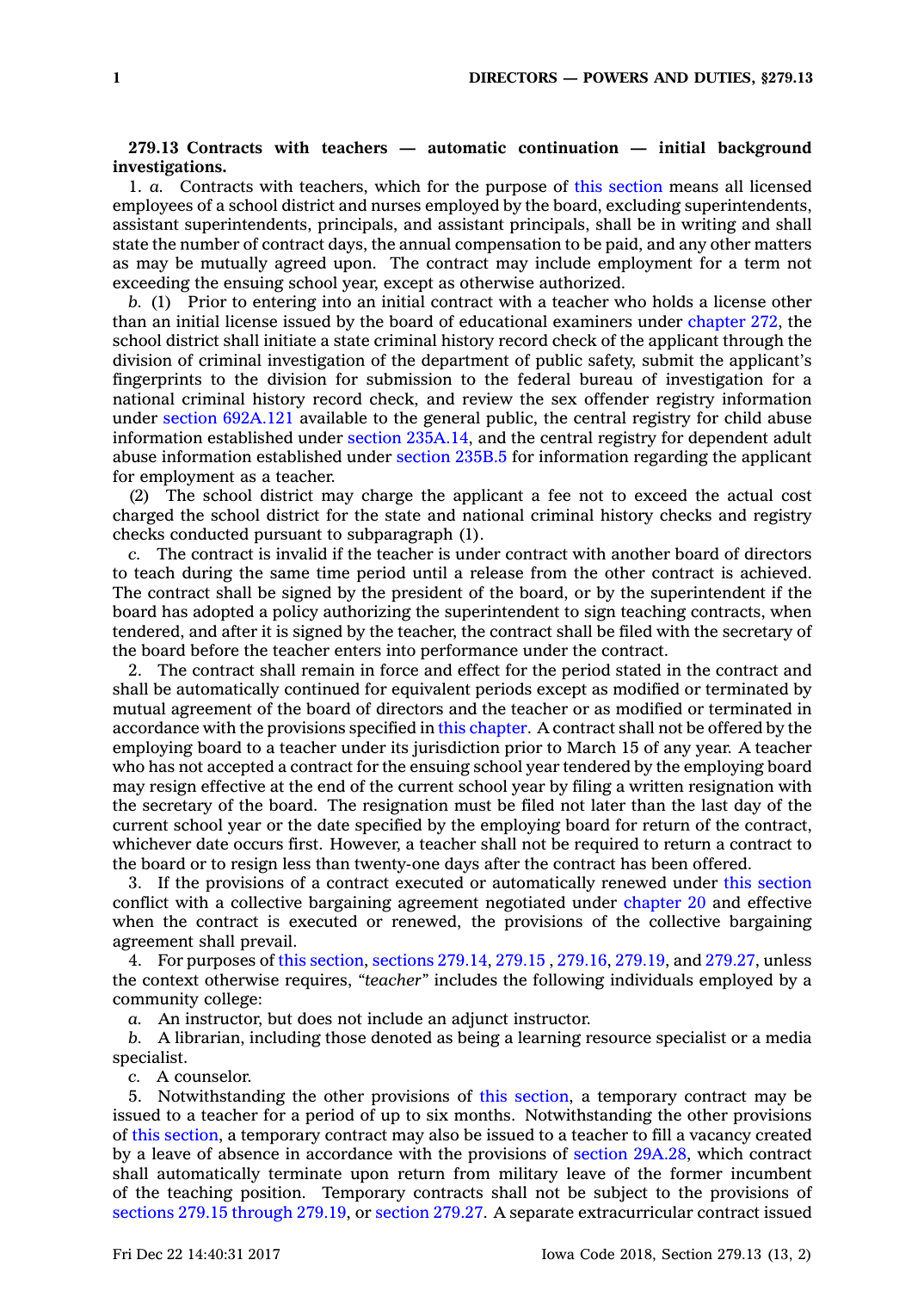**279.13 Contracts with teachers — automatic continuation — initial background investigations.**

1. *a.* Contracts with teachers, which for the purpose of this section means all licensed employees of a school district and nurses employed by the board, excluding superintendents, assistant superintendents, principals, and assistant principals, shall be in writing and shall state the number of contract days, the annual compensation to be paid, and any other matters as may be mutually agreed upon. The contract may include employment for a term not exceeding the ensuing school year, except as otherwise authorized.

*b.* (1) Prior to entering into an initial contract with a teacher who holds a license other than an initial license issued by the board of educational examiners under chapter 272, the school district shall initiate a state criminal history record check of the applicant through the division of criminal investigation of the department of public safety, submit the applicant's fingerprints to the division for submission to the federal bureau of investigation for a national criminal history record check, and review the sex offender registry information under section 692A.121 available to the general public, the central registry for child abuse information established under section 235A.14, and the central registry for dependent adult abuse information established under section 235B.5 for information regarding the applicant for employment as a teacher.

(2) The school district may charge the applicant a fee not to exceed the actual cost charged the school district for the state and national criminal history checks and registry checks conducted pursuant to subparagraph (1).

*c.* The contract is invalid if the teacher is under contract with another board of directors to teach during the same time period until a release from the other contract is achieved. The contract shall be signed by the president of the board, or by the superintendent if the board has adopted a policy authorizing the superintendent to sign teaching contracts, when tendered, and after it is signed by the teacher, the contract shall be filed with the secretary of the board before the teacher enters into performance under the contract.

2. The contract shall remain in force and effect for the period stated in the contract and shall be automatically continued for equivalent periods except as modified or terminated by mutual agreement of the board of directors and the teacher or as modified or terminated in accordance with the provisions specified in this chapter. A contract shall not be offered by the employing board to a teacher under its jurisdiction prior to March 15 of any year. A teacher who has not accepted a contract for the ensuing school year tendered by the employing board may resign effective at the end of the current school year by filing a written resignation with the secretary of the board. The resignation must be filed not later than the last day of the current school year or the date specified by the employing board for return of the contract, whichever date occurs first. However, a teacher shall not be required to return a contract to the board or to resign less than twenty-one days after the contract has been offered.

3. If the provisions of a contract executed or automatically renewed under this section conflict with a collective bargaining agreement negotiated under chapter 20 and effective when the contract is executed or renewed, the provisions of the collective bargaining agreement shall prevail.

4. For purposes of this section, sections 279.14, 279.15, 279.16, 279.19, and 279.27, unless the context otherwise requires, *"teacher"* includes the following individuals employed by a community college:

*a.* An instructor, but does not include an adjunct instructor.

*b.* A librarian, including those denoted as being a learning resource specialist or a media specialist.

*c.* A counselor.

5. Notwithstanding the other provisions of this section, a temporary contract may be issued to a teacher for a period of up to six months. Notwithstanding the other provisions of this section, a temporary contract may also be issued to a teacher to fill a vacancy created by a leave of absence in accordance with the provisions of section 29A.28, which contract shall automatically terminate upon return from military leave of the former incumbent of the teaching position. Temporary contracts shall not be subject to the provisions of sections 279.15 through 279.19, or section 279.27. A separate extracurricular contract issued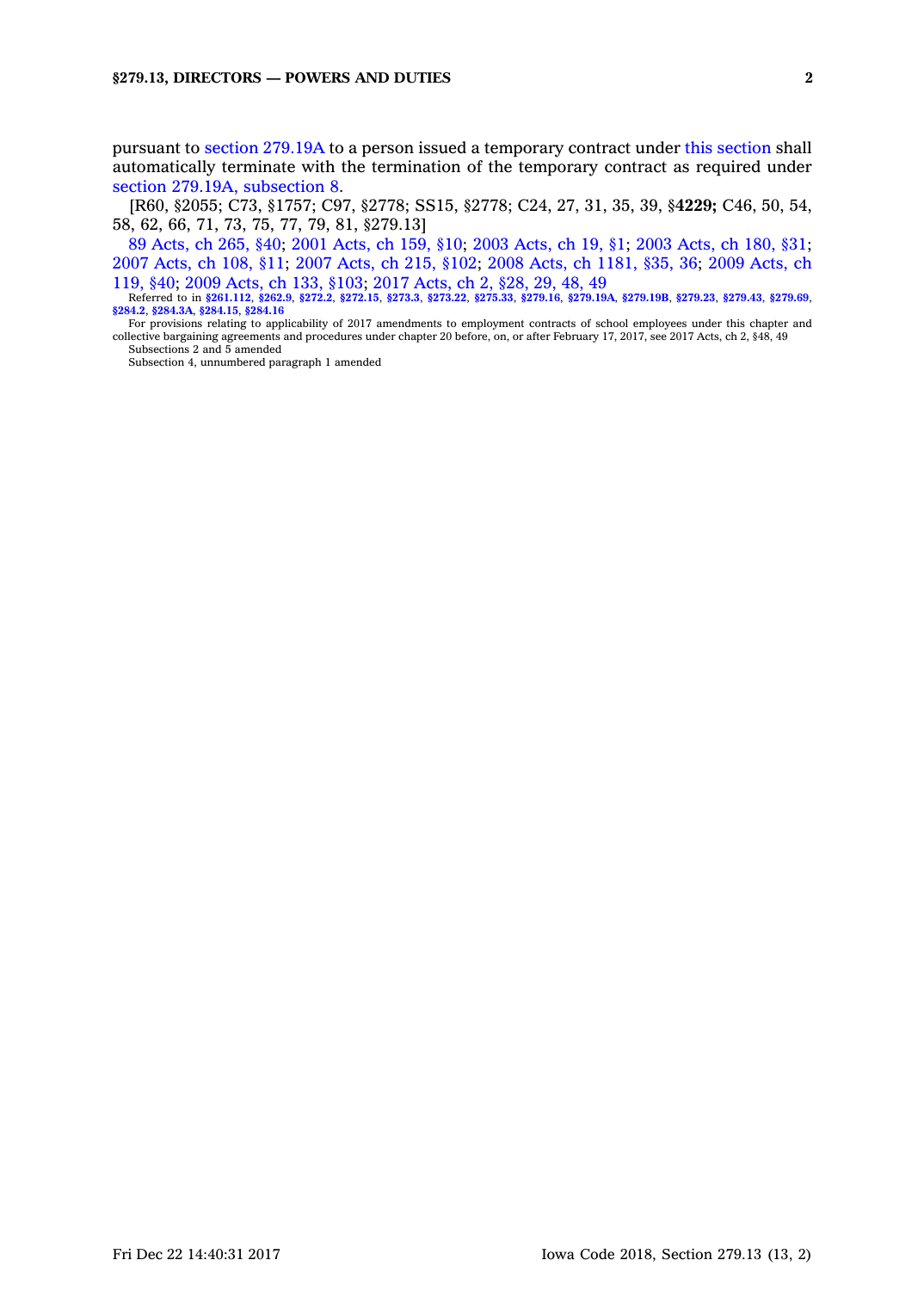pursuant to section 279.19A to a person issued a temporary contract under this section shall automatically terminate with the termination of the temporary contract as required under section 279.19A, subsection 8.

[R60, §2055; C73, §1757; C97, §2778; SS15, §2778; C24, 27, 31, 35, 39, §**4229;** C46, 50, 54, 58, 62, 66, 71, 73, 75, 77, 79, 81, §279.13]

89 Acts, ch 265, §40; 2001 Acts, ch 159, §10; 2003 Acts, ch 19, §1; 2003 Acts, ch 180, §31; 2007 Acts, ch 108, §11; 2007 Acts, ch 215, §102; 2008 Acts, ch 1181, §35, 36; 2009 Acts, ch 119, §40; 2009 Acts, ch 133, §103; 2017 Acts, ch 2, §28, 29, 48, 49

Referred to in **§261.112**, **§262.9**, **§272.2**, **§272.15**, **§273.3**, **§273.22**, **§275.33**, **§279.16**, **§279.19A**, **§279.19B**, **§279.23**, **§279.43**, **§279.69**, **§284.2**, **§284.3A**, **§284.15**, **§284.16**

For provisions relating to applicability of 2017 amendments to employment contracts of school employees under this chapter and collective bargaining agreements and procedures under chapter 20 before, on, or after February 17, 2017, see 2017 Acts, ch 2, §48, 49

Subsections 2 and 5 amended

Subsection 4, unnumbered paragraph 1 amended